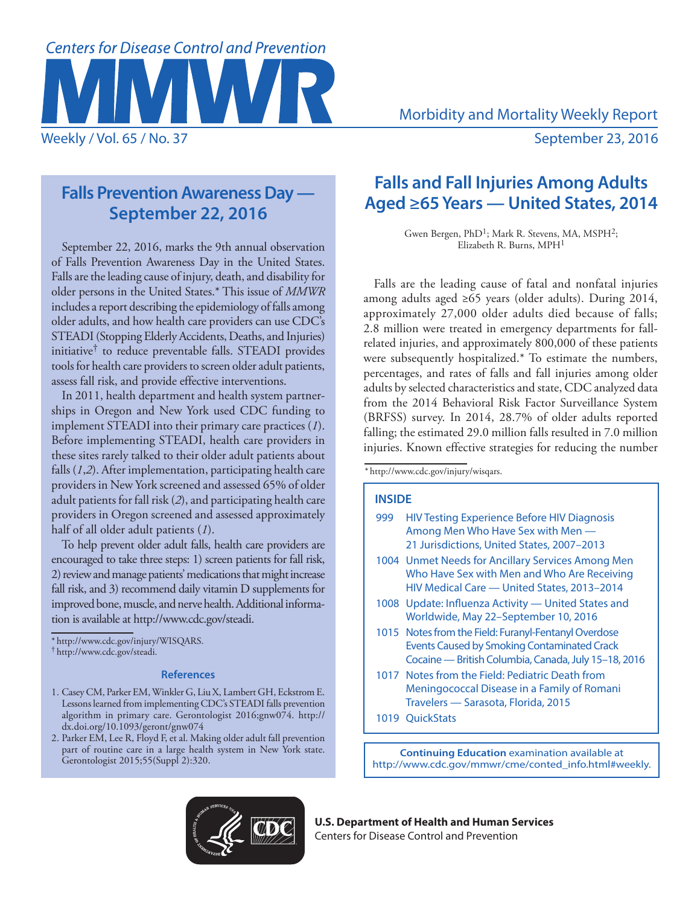Centers for Disease Control and Prevention

# MMWR

Morbidity and Mortality Weekly Report

Weekly / Vol. 65 / No. 37 September 23, 2016

## Falls Prevention Awareness Day — September 22, 2016

September 22, 2016, marks the 9th annual observation of Falls Prevention Awareness Day in the United States. Falls are the leading cause of injury, death, and disability for older persons in the United States.* This issue of *MMWR* includes a report describing the epidemiology of falls among older adults, and how health care providers can use CDC's STEADI (Stopping Elderly Accidents, Deaths, and Injuries) initiative† to reduce preventable falls. STEADI provides tools for health care providers to screen older adult patients, assess fall risk, and provide effective interventions.

In 2011, health department and health system partnerships in Oregon and New York used CDC funding to implement STEADI into their primary care practices (*1*). Before implementing STEADI, health care providers in these sites rarely talked to their older adult patients about falls (*1*,*2*). After implementation, participating health care providers in New York screened and assessed 65% of older adult patients for fall risk (*2*), and participating health care providers in Oregon screened and assessed approximately half of all older adult patients (*1*).

To help prevent older adult falls, health care providers are encouraged to take three steps: 1) screen patients for fall risk, 2) review and manage patients' medications that might increase fall risk, and 3) recommend daily vitamin D supplements for improved bone, muscle, and nerve health. Additional information is available at http://www.cdc.gov/steadi.

* http://www.cdc.gov/injury/WISQARS.
† http://www.cdc.gov/steadi.

### References

1. Casey CM, Parker EM, Winkler G, Liu X, Lambert GH, Eckstrom E. Lessons learned from implementing CDC's STEADI falls prevention algorithm in primary care. Gerontologist 2016;gnw074. http://dx.doi.org/10.1093/geront/gnw074
2. Parker EM, Lee R, Floyd F, et al. Making older adult fall prevention part of routine care in a large health system in New York state. Gerontologist 2015;55(Suppl 2):320.

## Falls and Fall Injuries Among Adults Aged ≥65 Years — United States, 2014

Gwen Bergen, PhD[1]; Mark R. Stevens, MA, MSPH[2]; Elizabeth R. Burns, MPH[1]

Falls are the leading cause of fatal and nonfatal injuries among adults aged ≥65 years (older adults). During 2014, approximately 27,000 older adults died because of falls; 2.8 million were treated in emergency departments for fall-related injuries, and approximately 800,000 of these patients were subsequently hospitalized.* To estimate the numbers, percentages, and rates of falls and fall injuries among older adults by selected characteristics and state, CDC analyzed data from the 2014 Behavioral Risk Factor Surveillance System (BRFSS) survey. In 2014, 28.7% of older adults reported falling; the estimated 29.0 million falls resulted in 7.0 million injuries. Known effective strategies for reducing the number

* http://www.cdc.gov/injury/wisqars.

### INSIDE

- 999 HIV Testing Experience Before HIV Diagnosis Among Men Who Have Sex with Men — 21 Jurisdictions, United States, 2007–2013
- 1004 Unmet Needs for Ancillary Services Among Men Who Have Sex with Men and Who Are Receiving HIV Medical Care — United States, 2013–2014
- 1008 Update: Influenza Activity — United States and Worldwide, May 22–September 10, 2016
- 1015 Notes from the Field: Furanyl-Fentanyl Overdose Events Caused by Smoking Contaminated Crack Cocaine — British Columbia, Canada, July 15–18, 2016
- 1017 Notes from the Field: Pediatric Death from Meningococcal Disease in a Family of Romani Travelers — Sarasota, Florida, 2015
- 1019 QuickStats

**Continuing Education** examination available at http://www.cdc.gov/mmwr/cme/conted_info.html#weekly.

**U.S. Department of Health and Human Services**
Centers for Disease Control and Prevention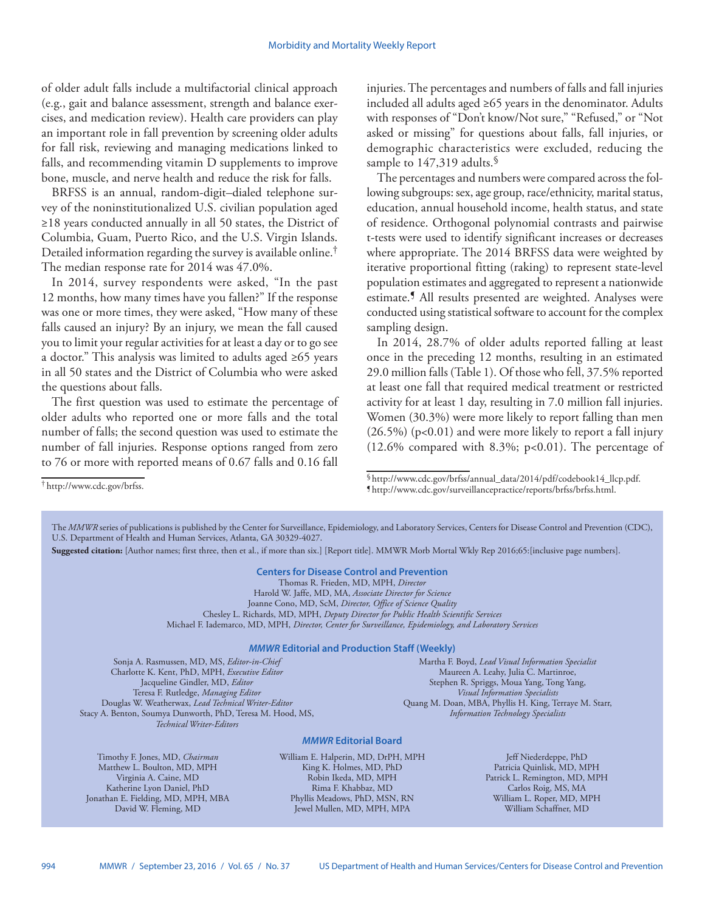of older adult falls include a multifactorial clinical approach (e.g., gait and balance assessment, strength and balance exercises, and medication review). Health care providers can play an important role in fall prevention by screening older adults for fall risk, reviewing and managing medications linked to falls, and recommending vitamin D supplements to improve bone, muscle, and nerve health and reduce the risk for falls.

BRFSS is an annual, random-digit–dialed telephone survey of the noninstitutionalized U.S. civilian population aged ≥18 years conducted annually in all 50 states, the District of Columbia, Guam, Puerto Rico, and the U.S. Virgin Islands. Detailed information regarding the survey is available online.[†] The median response rate for 2014 was 47.0%.

In 2014, survey respondents were asked, "In the past 12 months, how many times have you fallen?" If the response was one or more times, they were asked, "How many of these falls caused an injury? By an injury, we mean the fall caused you to limit your regular activities for at least a day or to go see a doctor." This analysis was limited to adults aged ≥65 years in all 50 states and the District of Columbia who were asked the questions about falls.

The first question was used to estimate the percentage of older adults who reported one or more falls and the total number of falls; the second question was used to estimate the number of fall injuries. Response options ranged from zero to 76 or more with reported means of 0.67 falls and 0.16 fall injuries. The percentages and numbers of falls and fall injuries included all adults aged ≥65 years in the denominator. Adults with responses of "Don't know/Not sure," "Refused," or "Not asked or missing" for questions about falls, fall injuries, or demographic characteristics were excluded, reducing the sample to 147,319 adults.[§]

The percentages and numbers were compared across the following subgroups: sex, age group, race/ethnicity, marital status, education, annual household income, health status, and state of residence. Orthogonal polynomial contrasts and pairwise t-tests were used to identify significant increases or decreases where appropriate. The 2014 BRFSS data were weighted by iterative proportional fitting (raking) to represent state-level population estimates and aggregated to represent a nationwide estimate.[¶] All results presented are weighted. Analyses were conducted using statistical software to account for the complex sampling design.

In 2014, 28.7% of older adults reported falling at least once in the preceding 12 months, resulting in an estimated 29.0 million falls (Table 1). Of those who fell, 37.5% reported at least one fall that required medical treatment or restricted activity for at least 1 day, resulting in 7.0 million fall injuries. Women (30.3%) were more likely to report falling than men (26.5%) ($p<0.01$) and were more likely to report a fall injury (12.6% compared with 8.3%; $p<0.01$). The percentage of

[†] http://www.cdc.gov/brfss.

[§] http://www.cdc.gov/brfss/annual_data/2014/pdf/codebook14_llcp.pdf.

[¶] http://www.cdc.gov/surveillancepractice/reports/brfss/brfss.html.

The *MMWR* series of publications is published by the Center for Surveillance, Epidemiology, and Laboratory Services, Centers for Disease Control and Prevention (CDC), U.S. Department of Health and Human Services, Atlanta, GA 30329-4027.

**Suggested citation:** [Author names; first three, then et al., if more than six.] [Report title]. MMWR Morb Mortal Wkly Rep 2016;65:[inclusive page numbers].

**Centers for Disease Control and Prevention**

Thomas R. Frieden, MD, MPH, *Director*
Harold W. Jaffe, MD, MA, *Associate Director for Science*
Joanne Cono, MD, ScM, *Director, Office of Science Quality*
Chesley L. Richards, MD, MPH, *Deputy Director for Public Health Scientific Services*
Michael F. Iademarco, MD, MPH, *Director, Center for Surveillance, Epidemiology, and Laboratory Services*

***MMWR* Editorial and Production Staff (Weekly)**

Sonja A. Rasmussen, MD, MS, *Editor-in-Chief*
Charlotte K. Kent, PhD, MPH, *Executive Editor*
Jacqueline Gindler, MD, *Editor*
Teresa F. Rutledge, *Managing Editor*
Douglas W. Weatherwax, *Lead Technical Writer-Editor*
Stacy A. Benton, Soumya Dunworth, PhD, Teresa M. Hood, MS, *Technical Writer-Editors*

Martha F. Boyd, *Lead Visual Information Specialist*
Maureen A. Leahy, Julia C. Martinroe, Stephen R. Spriggs, Moua Yang, Tong Yang, *Visual Information Specialists*
Quang M. Doan, MBA, Phyllis H. King, Terraye M. Starr, *Information Technology Specialists*

***MMWR* Editorial Board**

Timothy F. Jones, MD, *Chairman*
Matthew L. Boulton, MD, MPH
Virginia A. Caine, MD
Katherine Lyon Daniel, PhD
Jonathan E. Fielding, MD, MPH, MBA
David W. Fleming, MD

William E. Halperin, MD, DrPH, MPH
King K. Holmes, MD, PhD
Robin Ikeda, MD, MPH
Rima F. Khabbaz, MD
Phyllis Meadows, PhD, MSN, RN
Jewel Mullen, MD, MPH, MPA

Jeff Niederdeppe, PhD
Patricia Quinlisk, MD, MPH
Patrick L. Remington, MD, MPH
Carlos Roig, MS, MA
William L. Roper, MD, MPH
William Schaffner, MD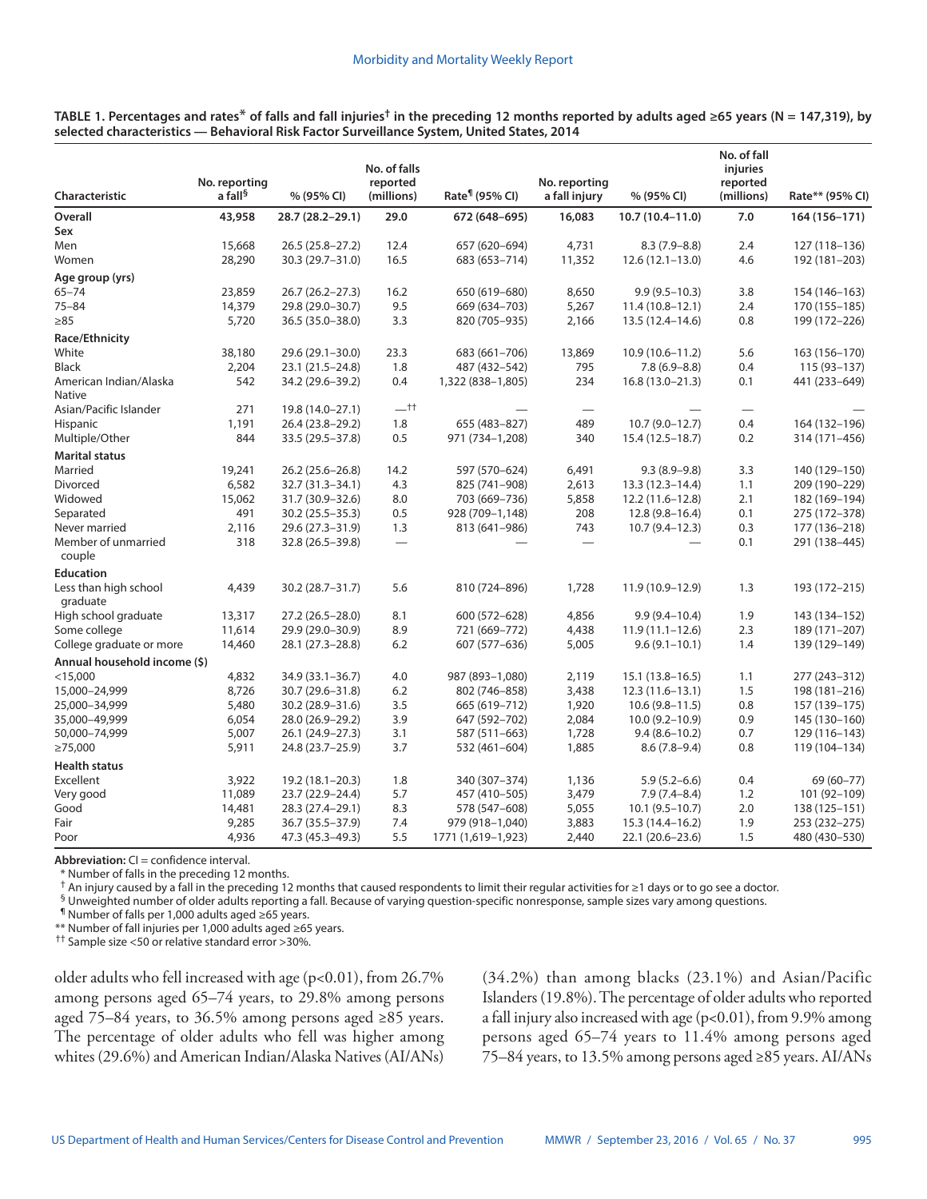**TABLE 1. Percentages and rates* of falls and fall injuries† in the preceding 12 months reported by adults aged ≥65 years (N = 147,319), by selected characteristics — Behavioral Risk Factor Surveillance System, United States, 2014**

| Characteristic | No. reporting a fall§ | % (95% CI) | No. of falls reported (millions) | Rate¶ (95% CI) | No. reporting a fall injury | % (95% CI) | No. of fall injuries reported (millions) | Rate** (95% CI) |
|---|---|---|---|---|---|---|---|---|
| **Overall** | **43,958** | **28.7 (28.2–29.1)** | **29.0** | **672 (648–695)** | **16,083** | **10.7 (10.4–11.0)** | **7.0** | **164 (156–171)** |
| **Sex** | | | | | | | | |
| Men | 15,668 | 26.5 (25.8–27.2) | 12.4 | 657 (620–694) | 4,731 | 8.3 (7.9–8.8) | 2.4 | 127 (118–136) |
| Women | 28,290 | 30.3 (29.7–31.0) | 16.5 | 683 (653–714) | 11,352 | 12.6 (12.1–13.0) | 4.6 | 192 (181–203) |
| **Age group (yrs)** | | | | | | | | |
| 65–74 | 23,859 | 26.7 (26.2–27.3) | 16.2 | 650 (619–680) | 8,650 | 9.9 (9.5–10.3) | 3.8 | 154 (146–163) |
| 75–84 | 14,379 | 29.8 (29.0–30.7) | 9.5 | 669 (634–703) | 5,267 | 11.4 (10.8–12.1) | 2.4 | 170 (155–185) |
| ≥85 | 5,720 | 36.5 (35.0–38.0) | 3.3 | 820 (705–935) | 2,166 | 13.5 (12.4–14.6) | 0.8 | 199 (172–226) |
| **Race/Ethnicity** | | | | | | | | |
| White | 38,180 | 29.6 (29.1–30.0) | 23.3 | 683 (661–706) | 13,869 | 10.9 (10.6–11.2) | 5.6 | 163 (156–170) |
| Black | 2,204 | 23.1 (21.5–24.8) | 1.8 | 487 (432–542) | 795 | 7.8 (6.9–8.8) | 0.4 | 115 (93–137) |
| American Indian/Alaska Native | 542 | 34.2 (29.6–39.2) | 0.4 | 1,322 (838–1,805) | 234 | 16.8 (13.0–21.3) | 0.1 | 441 (233–649) |
| Asian/Pacific Islander | 271 | 19.8 (14.0–27.1) | —†† | — | — | — | — | — |
| Hispanic | 1,191 | 26.4 (23.8–29.2) | 1.8 | 655 (483–827) | 489 | 10.7 (9.0–12.7) | 0.4 | 164 (132–196) |
| Multiple/Other | 844 | 33.5 (29.5–37.8) | 0.5 | 971 (734–1,208) | 340 | 15.4 (12.5–18.7) | 0.2 | 314 (171–456) |
| **Marital status** | | | | | | | | |
| Married | 19,241 | 26.2 (25.6–26.8) | 14.2 | 597 (570–624) | 6,491 | 9.3 (8.9–9.8) | 3.3 | 140 (129–150) |
| Divorced | 6,582 | 32.7 (31.3–34.1) | 4.3 | 825 (741–908) | 2,613 | 13.3 (12.3–14.4) | 1.1 | 209 (190–229) |
| Widowed | 15,062 | 31.7 (30.9–32.6) | 8.0 | 703 (669–736) | 5,858 | 12.2 (11.6–12.8) | 2.1 | 182 (169–194) |
| Separated | 491 | 30.2 (25.5–35.3) | 0.5 | 928 (709–1,148) | 208 | 12.8 (9.8–16.4) | 0.1 | 275 (172–378) |
| Never married | 2,116 | 29.6 (27.3–31.9) | 1.3 | 813 (641–986) | 743 | 10.7 (9.4–12.3) | 0.3 | 177 (136–218) |
| Member of unmarried couple | 318 | 32.8 (26.5–39.8) | — | — | — | — | 0.1 | 291 (138–445) |
| **Education** | | | | | | | | |
| Less than high school graduate | 4,439 | 30.2 (28.7–31.7) | 5.6 | 810 (724–896) | 1,728 | 11.9 (10.9–12.9) | 1.3 | 193 (172–215) |
| High school graduate | 13,317 | 27.2 (26.5–28.0) | 8.1 | 600 (572–628) | 4,856 | 9.9 (9.4–10.4) | 1.9 | 143 (134–152) |
| Some college | 11,614 | 29.9 (29.0–30.9) | 8.9 | 721 (669–772) | 4,438 | 11.9 (11.1–12.6) | 2.3 | 189 (171–207) |
| College graduate or more | 14,460 | 28.1 (27.3–28.8) | 6.2 | 607 (577–636) | 5,005 | 9.6 (9.1–10.1) | 1.4 | 139 (129–149) |
| **Annual household income ($)** | | | | | | | | |
| <15,000 | 4,832 | 34.9 (33.1–36.7) | 4.0 | 987 (893–1,080) | 2,119 | 15.1 (13.8–16.5) | 1.1 | 277 (243–312) |
| 15,000–24,999 | 8,726 | 30.7 (29.6–31.8) | 6.2 | 802 (746–858) | 3,438 | 12.3 (11.6–13.1) | 1.5 | 198 (181–216) |
| 25,000–34,999 | 5,480 | 30.2 (28.9–31.6) | 3.5 | 665 (619–712) | 1,920 | 10.6 (9.8–11.5) | 0.8 | 157 (139–175) |
| 35,000–49,999 | 6,054 | 28.0 (26.9–29.2) | 3.9 | 647 (592–702) | 2,084 | 10.0 (9.2–10.9) | 0.9 | 145 (130–160) |
| 50,000–74,999 | 5,007 | 26.1 (24.9–27.3) | 3.1 | 587 (511–663) | 1,728 | 9.4 (8.6–10.2) | 0.7 | 129 (116–143) |
| ≥75,000 | 5,911 | 24.8 (23.7–25.9) | 3.7 | 532 (461–604) | 1,885 | 8.6 (7.8–9.4) | 0.8 | 119 (104–134) |
| **Health status** | | | | | | | | |
| Excellent | 3,922 | 19.2 (18.1–20.3) | 1.8 | 340 (307–374) | 1,136 | 5.9 (5.2–6.6) | 0.4 | 69 (60–77) |
| Very good | 11,089 | 23.7 (22.9–24.4) | 5.7 | 457 (410–505) | 3,479 | 7.9 (7.4–8.4) | 1.2 | 101 (92–109) |
| Good | 14,481 | 28.3 (27.4–29.1) | 8.3 | 578 (547–608) | 5,055 | 10.1 (9.5–10.7) | 2.0 | 138 (125–151) |
| Fair | 9,285 | 36.7 (35.5–37.9) | 7.4 | 979 (918–1,040) | 3,883 | 15.3 (14.4–16.2) | 1.9 | 253 (232–275) |
| Poor | 4,936 | 47.3 (45.3–49.3) | 5.5 | 1771 (1,619–1,923) | 2,440 | 22.1 (20.6–23.6) | 1.5 | 480 (430–530) |

**Abbreviation:** CI = confidence interval.
* Number of falls in the preceding 12 months.
† An injury caused by a fall in the preceding 12 months that caused respondents to limit their regular activities for ≥1 days or to go see a doctor.
§ Unweighted number of older adults reporting a fall. Because of varying question-specific nonresponse, sample sizes vary among questions.
¶ Number of falls per 1,000 adults aged ≥65 years.
** Number of fall injuries per 1,000 adults aged ≥65 years.
†† Sample size <50 or relative standard error >30%.

older adults who fell increased with age (p<0.01), from 26.7% among persons aged 65–74 years, to 29.8% among persons aged 75–84 years, to 36.5% among persons aged ≥85 years. The percentage of older adults who fell was higher among whites (29.6%) and American Indian/Alaska Natives (AI/ANs) (34.2%) than among blacks (23.1%) and Asian/Pacific Islanders (19.8%). The percentage of older adults who reported a fall injury also increased with age (p<0.01), from 9.9% among persons aged 65–74 years to 11.4% among persons aged 75–84 years, to 13.5% among persons aged ≥85 years. AI/ANs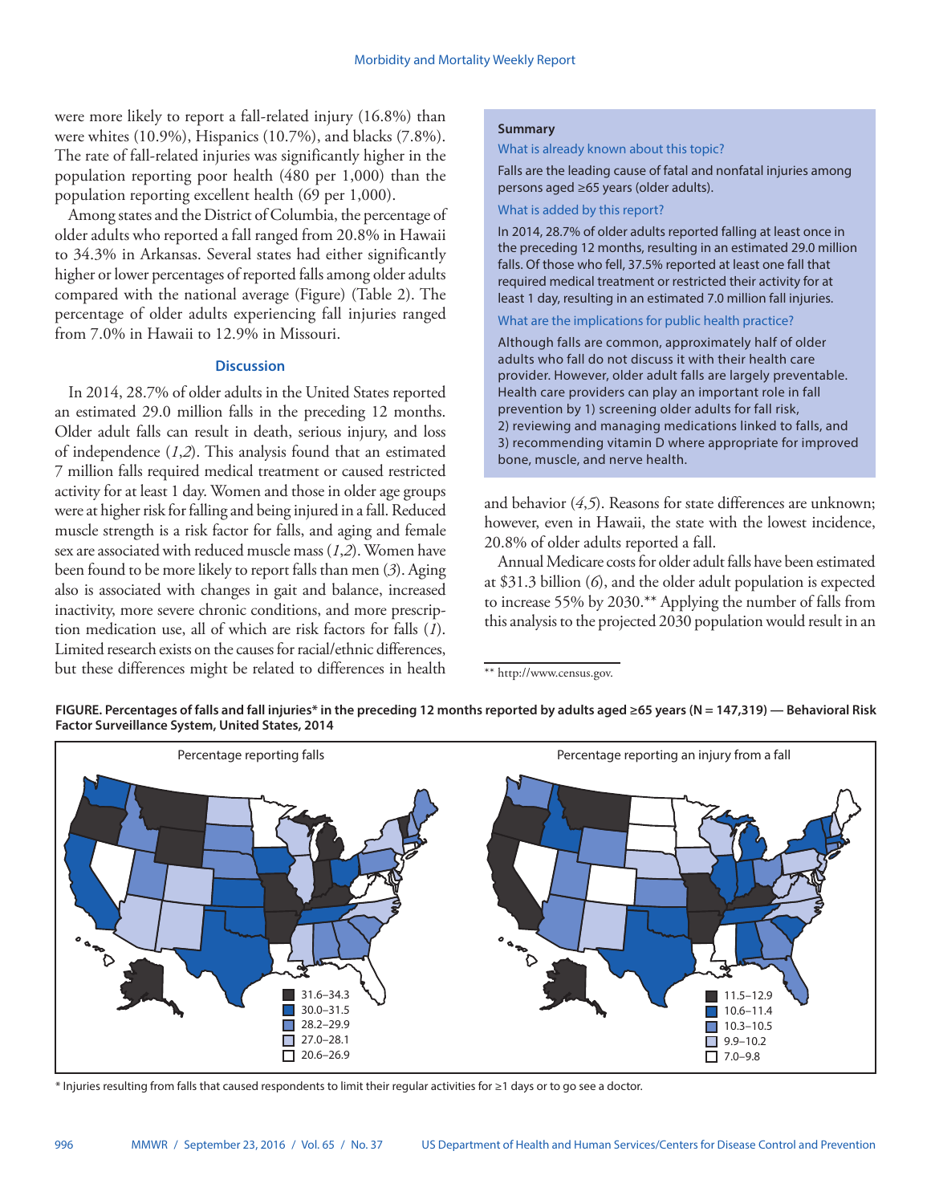were more likely to report a fall-related injury (16.8%) than were whites (10.9%), Hispanics (10.7%), and blacks (7.8%). The rate of fall-related injuries was significantly higher in the population reporting poor health (480 per 1,000) than the population reporting excellent health (69 per 1,000).

Among states and the District of Columbia, the percentage of older adults who reported a fall ranged from 20.8% in Hawaii to 34.3% in Arkansas. Several states had either significantly higher or lower percentages of reported falls among older adults compared with the national average (Figure) (Table 2). The percentage of older adults experiencing fall injuries ranged from 7.0% in Hawaii to 12.9% in Missouri.

## Discussion

In 2014, 28.7% of older adults in the United States reported an estimated 29.0 million falls in the preceding 12 months. Older adult falls can result in death, serious injury, and loss of independence (*1*,*2*). This analysis found that an estimated 7 million falls required medical treatment or caused restricted activity for at least 1 day. Women and those in older age groups were at higher risk for falling and being injured in a fall. Reduced muscle strength is a risk factor for falls, and aging and female sex are associated with reduced muscle mass (*1*,*2*). Women have been found to be more likely to report falls than men (*3*). Aging also is associated with changes in gait and balance, increased inactivity, more severe chronic conditions, and more prescription medication use, all of which are risk factors for falls (*1*). Limited research exists on the causes for racial/ethnic differences, but these differences might be related to differences in health and behavior (*4*,*5*). Reasons for state differences are unknown; however, even in Hawaii, the state with the lowest incidence, 20.8% of older adults reported a fall.

Annual Medicare costs for older adult falls have been estimated at $31.3 billion (*6*), and the older adult population is expected to increase 55% by 2030.** Applying the number of falls from this analysis to the projected 2030 population would result in an

> **Summary**
>
> **What is already known about this topic?**
>
> Falls are the leading cause of fatal and nonfatal injuries among persons aged ≥65 years (older adults).
>
> **What is added by this report?**
>
> In 2014, 28.7% of older adults reported falling at least once in the preceding 12 months, resulting in an estimated 29.0 million falls. Of those who fell, 37.5% reported at least one fall that required medical treatment or restricted their activity for at least 1 day, resulting in an estimated 7.0 million fall injuries.
>
> **What are the implications for public health practice?**
>
> Although falls are common, approximately half of older adults who fall do not discuss it with their health care provider. However, older adult falls are largely preventable. Health care providers can play an important role in fall prevention by 1) screening older adults for fall risk, 2) reviewing and managing medications linked to falls, and 3) recommending vitamin D where appropriate for improved bone, muscle, and nerve health.

** http://www.census.gov.

**FIGURE. Percentages of falls and fall injuries* in the preceding 12 months reported by adults aged ≥65 years (N = 147,319) — Behavioral Risk Factor Surveillance System, United States, 2014**

Percentage reporting falls: 31.6–34.3; 30.0–31.5; 28.2–29.9; 27.0–28.1; 20.6–26.9

Percentage reporting an injury from a fall: 11.5–12.9; 10.6–11.4; 10.3–10.5; 9.9–10.2; 7.0–9.8

\* Injuries resulting from falls that caused respondents to limit their regular activities for ≥1 days or to go see a doctor.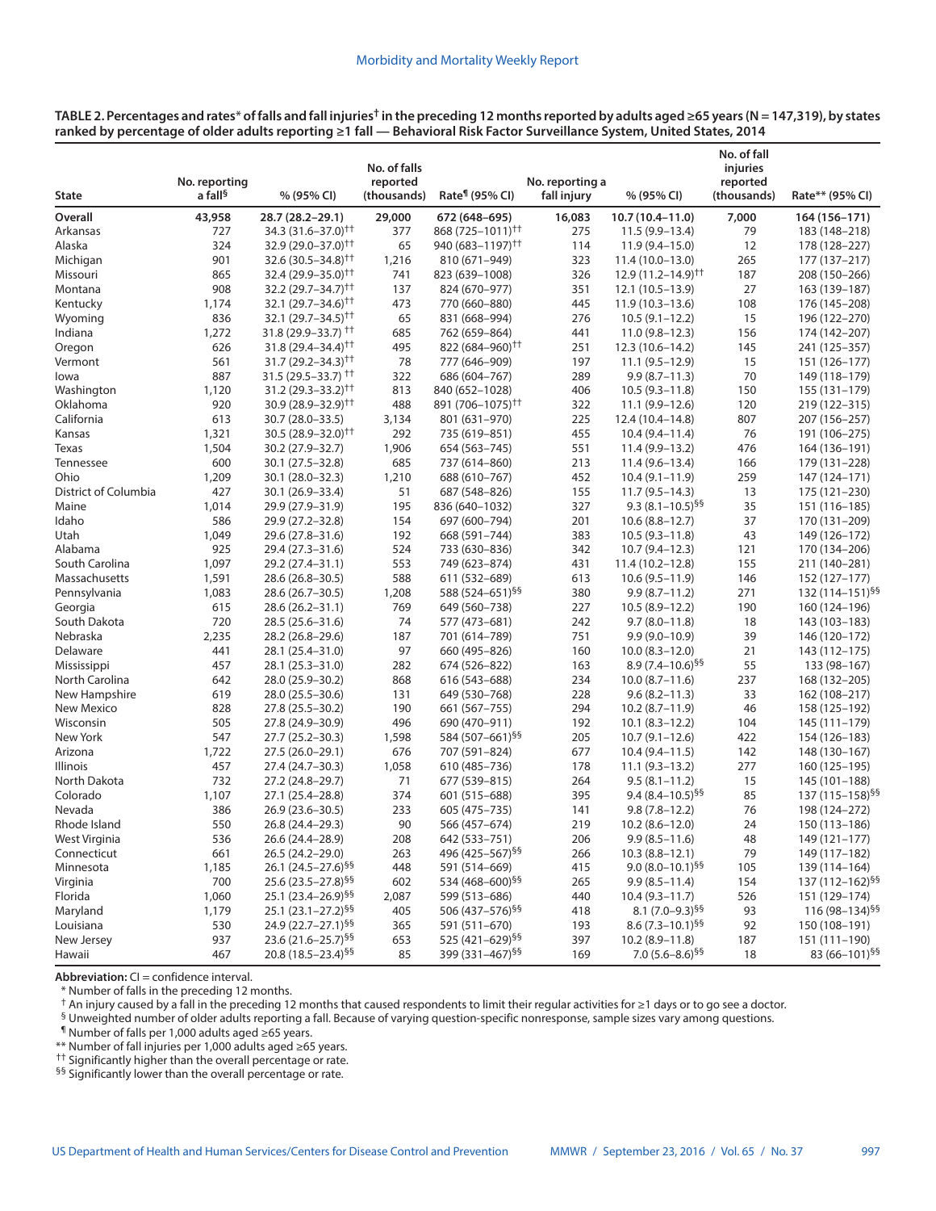**TABLE 2. Percentages and rates* of falls and fall injuries† in the preceding 12 months reported by adults aged ≥65 years (N = 147,319), by states ranked by percentage of older adults reporting ≥1 fall — Behavioral Risk Factor Surveillance System, United States, 2014**

| State | No. reporting a fall§ | % (95% CI) | No. of falls reported (thousands) | Rate¶ (95% CI) | No. reporting a fall injury | % (95% CI) | No. of fall injuries reported (thousands) | Rate** (95% CI) |
|---|---|---|---|---|---|---|---|---|
| **Overall** | **43,958** | **28.7 (28.2–29.1)** | **29,000** | **672 (648–695)** | **16,083** | **10.7 (10.4–11.0)** | **7,000** | **164 (156–171)** |
| Arkansas | 727 | 34.3 (31.6–37.0)†† | 377 | 868 (725–1011)†† | 275 | 11.5 (9.9–13.4) | 79 | 183 (148–218) |
| Alaska | 324 | 32.9 (29.0–37.0)†† | 65 | 940 (683–1197)†† | 114 | 11.9 (9.4–15.0) | 12 | 178 (128–227) |
| Michigan | 901 | 32.6 (30.5–34.8)†† | 1,216 | 810 (671–949) | 323 | 11.4 (10.0–13.0) | 265 | 177 (137–217) |
| Missouri | 865 | 32.4 (29.9–35.0)†† | 741 | 823 (639–1008) | 326 | 12.9 (11.2–14.9)†† | 187 | 208 (150–266) |
| Montana | 908 | 32.2 (29.7–34.7)†† | 137 | 824 (670–977) | 351 | 12.1 (10.5–13.9) | 27 | 163 (139–187) |
| Kentucky | 1,174 | 32.1 (29.7–34.6)†† | 473 | 770 (660–880) | 445 | 11.9 (10.3–13.6) | 108 | 176 (145–208) |
| Wyoming | 836 | 32.1 (29.7–34.5)†† | 65 | 831 (668–994) | 276 | 10.5 (9.1–12.2) | 15 | 196 (122–270) |
| Indiana | 1,272 | 31.8 (29.9–33.7)†† | 685 | 762 (659–864) | 441 | 11.0 (9.8–12.3) | 156 | 174 (142–207) |
| Oregon | 626 | 31.8 (29.4–34.4)†† | 495 | 822 (684–960)†† | 251 | 12.3 (10.6–14.2) | 145 | 241 (125–357) |
| Vermont | 561 | 31.7 (29.2–34.3)†† | 78 | 777 (646–909) | 197 | 11.1 (9.5–12.9) | 15 | 151 (126–177) |
| Iowa | 887 | 31.5 (29.5–33.7)†† | 322 | 686 (604–767) | 289 | 9.9 (8.7–11.3) | 70 | 149 (118–179) |
| Washington | 1,120 | 31.2 (29.3–33.2)†† | 813 | 840 (652–1028) | 406 | 10.5 (9.3–11.8) | 150 | 155 (131–179) |
| Oklahoma | 920 | 30.9 (28.9–32.9)†† | 488 | 891 (706–1075)†† | 322 | 11.1 (9.9–12.6) | 120 | 219 (122–315) |
| California | 613 | 30.7 (28.0–33.5) | 3,134 | 801 (631–970) | 225 | 12.4 (10.4–14.8) | 807 | 207 (156–257) |
| Kansas | 1,321 | 30.5 (28.9–32.0)†† | 292 | 735 (619–851) | 455 | 10.4 (9.4–11.4) | 76 | 191 (106–275) |
| Texas | 1,504 | 30.2 (27.9–32.7) | 1,906 | 654 (563–745) | 551 | 11.4 (9.9–13.2) | 476 | 164 (136–191) |
| Tennessee | 600 | 30.1 (27.5–32.8) | 685 | 737 (614–860) | 213 | 11.4 (9.6–13.4) | 166 | 179 (131–228) |
| Ohio | 1,209 | 30.1 (28.0–32.3) | 1,210 | 688 (610–767) | 452 | 10.4 (9.1–11.9) | 259 | 147 (124–171) |
| District of Columbia | 427 | 30.1 (26.9–33.4) | 51 | 687 (548–826) | 155 | 11.7 (9.5–14.3) | 13 | 175 (121–230) |
| Maine | 1,014 | 29.9 (27.9–31.9) | 195 | 836 (640–1032) | 327 | 9.3 (8.1–10.5)§§ | 35 | 151 (116–185) |
| Idaho | 586 | 29.9 (27.2–32.8) | 154 | 697 (600–794) | 201 | 10.6 (8.8–12.7) | 37 | 170 (131–209) |
| Utah | 1,049 | 29.6 (27.8–31.6) | 192 | 668 (591–744) | 383 | 10.5 (9.3–11.8) | 43 | 149 (126–172) |
| Alabama | 925 | 29.4 (27.3–31.6) | 524 | 733 (630–836) | 342 | 10.7 (9.4–12.1) | 121 | 170 (134–206) |
| South Carolina | 1,097 | 29.2 (27.4–31.1) | 553 | 749 (623–874) | 431 | 11.4 (10.2–12.8) | 155 | 211 (140–281) |
| Massachusetts | 1,591 | 28.6 (26.8–30.5) | 588 | 611 (532–689) | 613 | 10.6 (9.5–11.9) | 146 | 152 (127–177) |
| Pennsylvania | 1,083 | 28.6 (26.7–30.5) | 1,208 | 588 (524–651)§§ | 380 | 9.9 (8.7–11.2) | 271 | 132 (114–151)§§ |
| Georgia | 615 | 28.6 (26.2–31.1) | 769 | 649 (560–738) | 227 | 10.5 (8.9–12.2) | 190 | 160 (124–196) |
| South Dakota | 720 | 28.5 (25.6–31.6) | 74 | 577 (473–681) | 242 | 9.7 (8.0–11.8) | 18 | 143 (103–183) |
| Nebraska | 2,235 | 28.2 (26.8–29.6) | 187 | 701 (614–789) | 751 | 9.9 (9.0–10.9) | 39 | 146 (120–172) |
| Delaware | 441 | 28.1 (25.4–31.0) | 97 | 660 (495–826) | 160 | 10.0 (8.3–12.0) | 21 | 143 (112–175) |
| Mississippi | 457 | 28.1 (25.3–31.0) | 282 | 674 (526–822) | 163 | 8.9 (7.4–10.6)§§ | 55 | 133 (98–167) |
| North Carolina | 642 | 28.0 (25.9–30.2) | 868 | 616 (543–688) | 234 | 10.0 (8.7–11.6) | 237 | 168 (132–205) |
| New Hampshire | 619 | 28.0 (25.5–30.6) | 131 | 649 (530–768) | 228 | 9.6 (8.2–11.3) | 33 | 162 (108–217) |
| New Mexico | 828 | 27.8 (25.5–30.2) | 190 | 661 (567–755) | 294 | 10.2 (8.7–11.9) | 46 | 158 (125–192) |
| Wisconsin | 505 | 27.8 (24.9–30.9) | 496 | 690 (470–911) | 192 | 10.1 (8.3–12.2) | 104 | 145 (111–179) |
| New York | 547 | 27.7 (25.2–30.3) | 1,598 | 584 (507–661)§§ | 205 | 10.7 (9.1–12.6) | 422 | 154 (126–183) |
| Arizona | 1,722 | 27.5 (26.0–29.1) | 676 | 707 (591–824) | 677 | 10.4 (9.4–11.5) | 142 | 148 (130–167) |
| Illinois | 457 | 27.4 (24.7–30.3) | 1,058 | 610 (485–736) | 178 | 11.1 (9.3–13.2) | 277 | 160 (125–195) |
| North Dakota | 732 | 27.2 (24.8–29.7) | 71 | 677 (539–815) | 264 | 9.5 (8.1–11.2) | 15 | 145 (101–188) |
| Colorado | 1,107 | 27.1 (25.4–28.8) | 374 | 601 (515–688) | 395 | 9.4 (8.4–10.5)§§ | 85 | 137 (115–158)§§ |
| Nevada | 386 | 26.9 (23.6–30.5) | 233 | 605 (475–735) | 141 | 9.8 (7.8–12.2) | 76 | 198 (124–272) |
| Rhode Island | 550 | 26.8 (24.4–29.3) | 90 | 566 (457–674) | 219 | 10.2 (8.6–12.0) | 24 | 150 (113–186) |
| West Virginia | 536 | 26.6 (24.4–28.9) | 208 | 642 (533–751) | 206 | 9.9 (8.5–11.6) | 48 | 149 (121–177) |
| Connecticut | 661 | 26.5 (24.2–29.0) | 263 | 496 (425–567)§§ | 266 | 10.3 (8.8–12.1) | 79 | 149 (117–182) |
| Minnesota | 1,185 | 26.1 (24.5–27.6)§§ | 448 | 591 (514–669) | 415 | 9.0 (8.0–10.1)§§ | 105 | 139 (114–164) |
| Virginia | 700 | 25.6 (23.5–27.8)§§ | 602 | 534 (468–600)§§ | 265 | 9.9 (8.5–11.4) | 154 | 137 (112–162)§§ |
| Florida | 1,060 | 25.1 (23.4–26.9)§§ | 2,087 | 599 (513–686) | 440 | 10.4 (9.3–11.7) | 526 | 151 (129–174) |
| Maryland | 1,179 | 25.1 (23.1–27.2)§§ | 405 | 506 (437–576)§§ | 418 | 8.1 (7.0–9.3)§§ | 93 | 116 (98–134)§§ |
| Louisiana | 530 | 24.9 (22.7–27.1)§§ | 365 | 591 (511–670) | 193 | 8.6 (7.3–10.1)§§ | 92 | 150 (108–191) |
| New Jersey | 937 | 23.6 (21.6–25.7)§§ | 653 | 525 (421–629)§§ | 397 | 10.2 (8.9–11.8) | 187 | 151 (111–190) |
| Hawaii | 467 | 20.8 (18.5–23.4)§§ | 85 | 399 (331–467)§§ | 169 | 7.0 (5.6–8.6)§§ | 18 | 83 (66–101)§§ |

**Abbreviation:** CI = confidence interval.
\* Number of falls in the preceding 12 months.
† An injury caused by a fall in the preceding 12 months that caused respondents to limit their regular activities for ≥1 days or to go see a doctor.
§ Unweighted number of older adults reporting a fall. Because of varying question-specific nonresponse, sample sizes vary among questions.
¶ Number of falls per 1,000 adults aged ≥65 years.
\** Number of fall injuries per 1,000 adults aged ≥65 years.
†† Significantly higher than the overall percentage or rate.
§§ Significantly lower than the overall percentage or rate.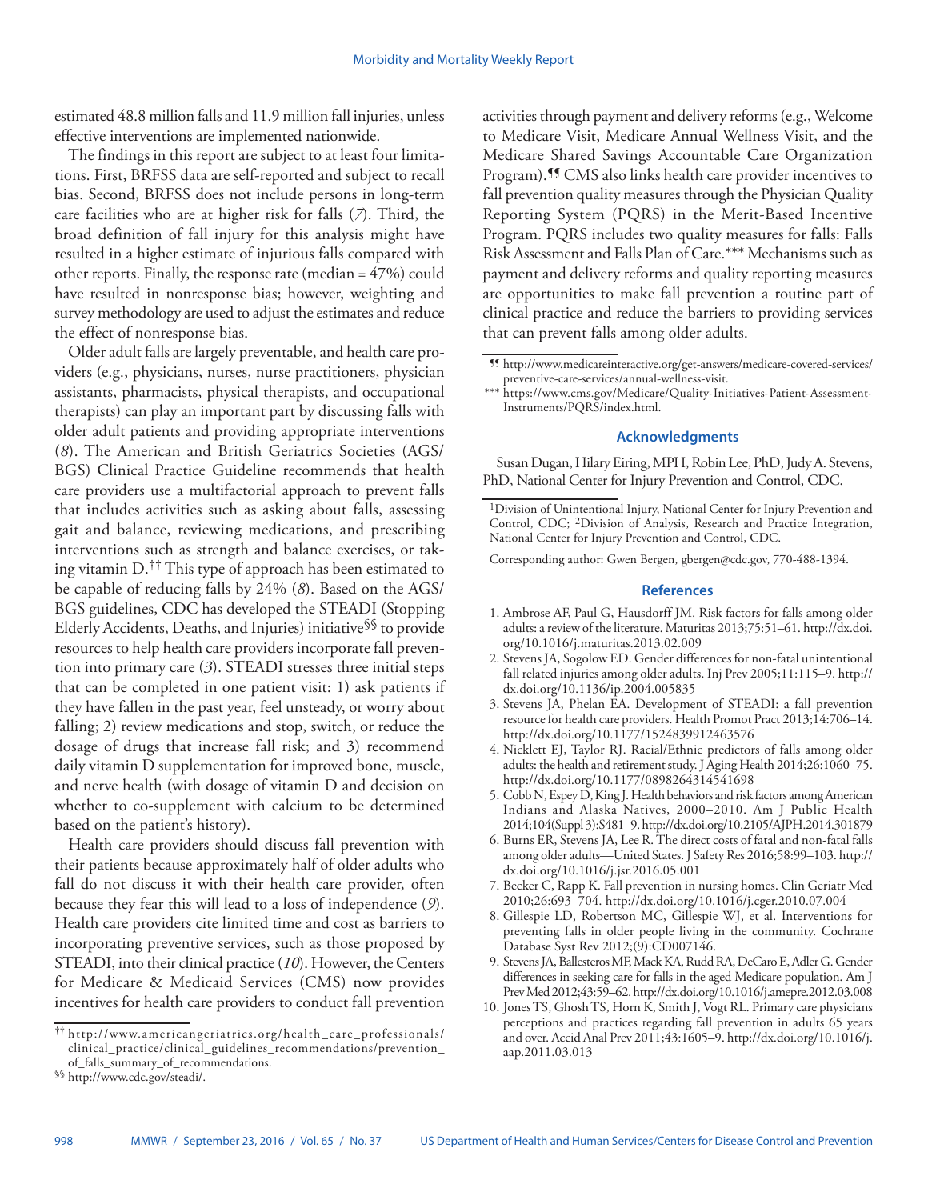estimated 48.8 million falls and 11.9 million fall injuries, unless effective interventions are implemented nationwide.

The findings in this report are subject to at least four limitations. First, BRFSS data are self-reported and subject to recall bias. Second, BRFSS does not include persons in long-term care facilities who are at higher risk for falls (*7*). Third, the broad definition of fall injury for this analysis might have resulted in a higher estimate of injurious falls compared with other reports. Finally, the response rate (median = 47%) could have resulted in nonresponse bias; however, weighting and survey methodology are used to adjust the estimates and reduce the effect of nonresponse bias.

Older adult falls are largely preventable, and health care providers (e.g., physicians, nurses, nurse practitioners, physician assistants, pharmacists, physical therapists, and occupational therapists) can play an important part by discussing falls with older adult patients and providing appropriate interventions (*8*). The American and British Geriatrics Societies (AGS/BGS) Clinical Practice Guideline recommends that health care providers use a multifactorial approach to prevent falls that includes activities such as asking about falls, assessing gait and balance, reviewing medications, and prescribing interventions such as strength and balance exercises, or taking vitamin D.[††] This type of approach has been estimated to be capable of reducing falls by 24% (*8*). Based on the AGS/BGS guidelines, CDC has developed the STEADI (Stopping Elderly Accidents, Deaths, and Injuries) initiative[§§] to provide resources to help health care providers incorporate fall prevention into primary care (*3*). STEADI stresses three initial steps that can be completed in one patient visit: 1) ask patients if they have fallen in the past year, feel unsteady, or worry about falling; 2) review medications and stop, switch, or reduce the dosage of drugs that increase fall risk; and 3) recommend daily vitamin D supplementation for improved bone, muscle, and nerve health (with dosage of vitamin D and decision on whether to co-supplement with calcium to be determined based on the patient's history).

Health care providers should discuss fall prevention with their patients because approximately half of older adults who fall do not discuss it with their health care provider, often because they fear this will lead to a loss of independence (*9*). Health care providers cite limited time and cost as barriers to incorporating preventive services, such as those proposed by STEADI, into their clinical practice (*10*). However, the Centers for Medicare & Medicaid Services (CMS) now provides incentives for health care providers to conduct fall prevention activities through payment and delivery reforms (e.g., Welcome to Medicare Visit, Medicare Annual Wellness Visit, and the Medicare Shared Savings Accountable Care Organization Program).[¶¶] CMS also links health care provider incentives to fall prevention quality measures through the Physician Quality Reporting System (PQRS) in the Merit-Based Incentive Program. PQRS includes two quality measures for falls: Falls Risk Assessment and Falls Plan of Care.[***] Mechanisms such as payment and delivery reforms and quality reporting measures are opportunities to make fall prevention a routine part of clinical practice and reduce the barriers to providing services that can prevent falls among older adults.

[††] http://www.americangeriatrics.org/health_care_professionals/clinical_practice/clinical_guidelines_recommendations/prevention_of_falls_summary_of_recommendations.

[§§] http://www.cdc.gov/steadi/.

[¶¶] http://www.medicareinteractive.org/get-answers/medicare-covered-services/preventive-care-services/annual-wellness-visit.

[***] https://www.cms.gov/Medicare/Quality-Initiatives-Patient-Assessment-Instruments/PQRS/index.html.

## Acknowledgments

Susan Dugan, Hilary Eiring, MPH, Robin Lee, PhD, Judy A. Stevens, PhD, National Center for Injury Prevention and Control, CDC.

[1]Division of Unintentional Injury, National Center for Injury Prevention and Control, CDC; [2]Division of Analysis, Research and Practice Integration, National Center for Injury Prevention and Control, CDC.

Corresponding author: Gwen Bergen, gbergen@cdc.gov, 770-488-1394.

## References

1. Ambrose AF, Paul G, Hausdorff JM. Risk factors for falls among older adults: a review of the literature. Maturitas 2013;75:51–61. http://dx.doi.org/10.1016/j.maturitas.2013.02.009
2. Stevens JA, Sogolow ED. Gender differences for non-fatal unintentional fall related injuries among older adults. Inj Prev 2005;11:115–9. http://dx.doi.org/10.1136/ip.2004.005835
3. Stevens JA, Phelan EA. Development of STEADI: a fall prevention resource for health care providers. Health Promot Pract 2013;14:706–14. http://dx.doi.org/10.1177/1524839912463576
4. Nicklett EJ, Taylor RJ. Racial/Ethnic predictors of falls among older adults: the health and retirement study. J Aging Health 2014;26:1060–75. http://dx.doi.org/10.1177/0898264314541698
5. Cobb N, Espey D, King J. Health behaviors and risk factors among American Indians and Alaska Natives, 2000–2010. Am J Public Health 2014;104(Suppl 3):S481–9. http://dx.doi.org/10.2105/AJPH.2014.301879
6. Burns ER, Stevens JA, Lee R. The direct costs of fatal and non-fatal falls among older adults—United States. J Safety Res 2016;58:99–103. http://dx.doi.org/10.1016/j.jsr.2016.05.001
7. Becker C, Rapp K. Fall prevention in nursing homes. Clin Geriatr Med 2010;26:693–704. http://dx.doi.org/10.1016/j.cger.2010.07.004
8. Gillespie LD, Robertson MC, Gillespie WJ, et al. Interventions for preventing falls in older people living in the community. Cochrane Database Syst Rev 2012;(9):CD007146.
9. Stevens JA, Ballesteros MF, Mack KA, Rudd RA, DeCaro E, Adler G. Gender differences in seeking care for falls in the aged Medicare population. Am J Prev Med 2012;43:59–62. http://dx.doi.org/10.1016/j.amepre.2012.03.008
10. Jones TS, Ghosh TS, Horn K, Smith J, Vogt RL. Primary care physicians perceptions and practices regarding fall prevention in adults 65 years and over. Accid Anal Prev 2011;43:1605–9. http://dx.doi.org/10.1016/j.aap.2011.03.013